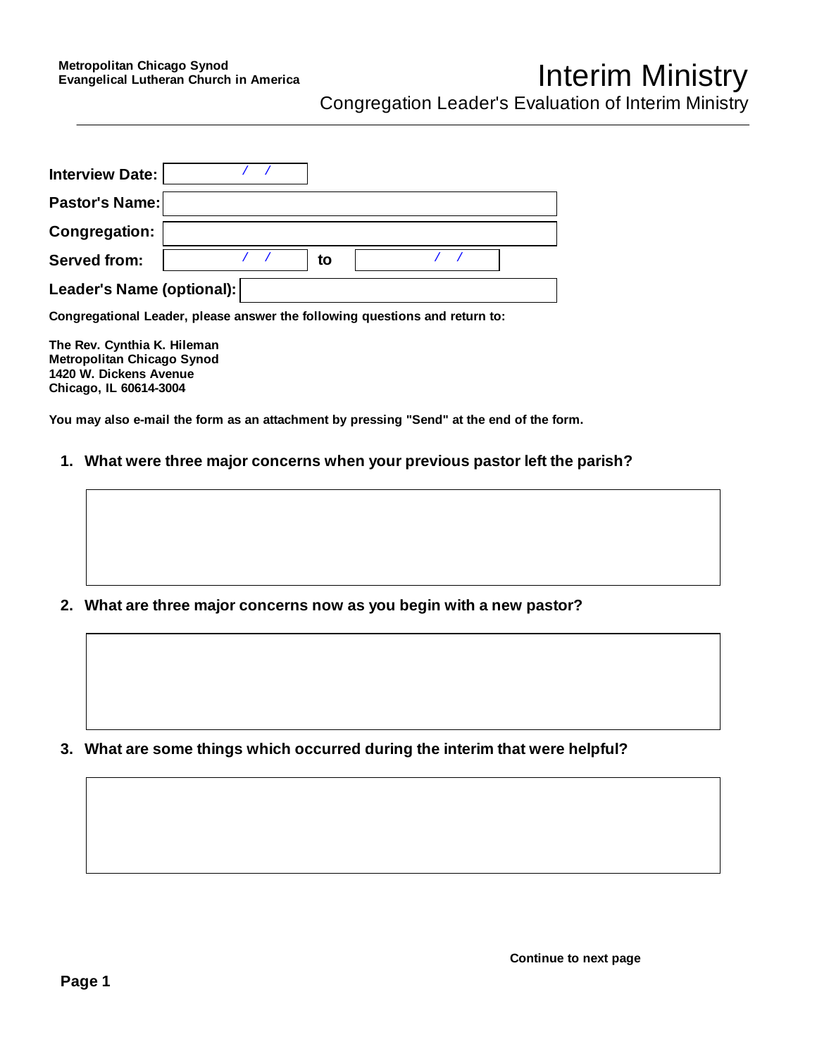**Metropolitan Chicago Synod**
**Evangelical Lutheran Church in America**

# Interim Ministry

## Congregation Leader's Evaluation of Interim Ministry

**Interview Date:** / /

**Pastor's Name:**

**Congregation:**

**Served from:** / / **to** / /

**Leader's Name (optional):**

**Congregational Leader, please answer the following questions and return to:**

**The Rev. Cynthia K. Hileman**
**Metropolitan Chicago Synod**
**1420 W. Dickens Avenue**
**Chicago, IL 60614-3004**

**You may also e-mail the form as an attachment by pressing "Send" at the end of the form.**

1. **What were three major concerns when your previous pastor left the parish?**

2. **What are three major concerns now as you begin with a new pastor?**

3. **What are some things which occurred during the interim that were helpful?**

**Continue to next page**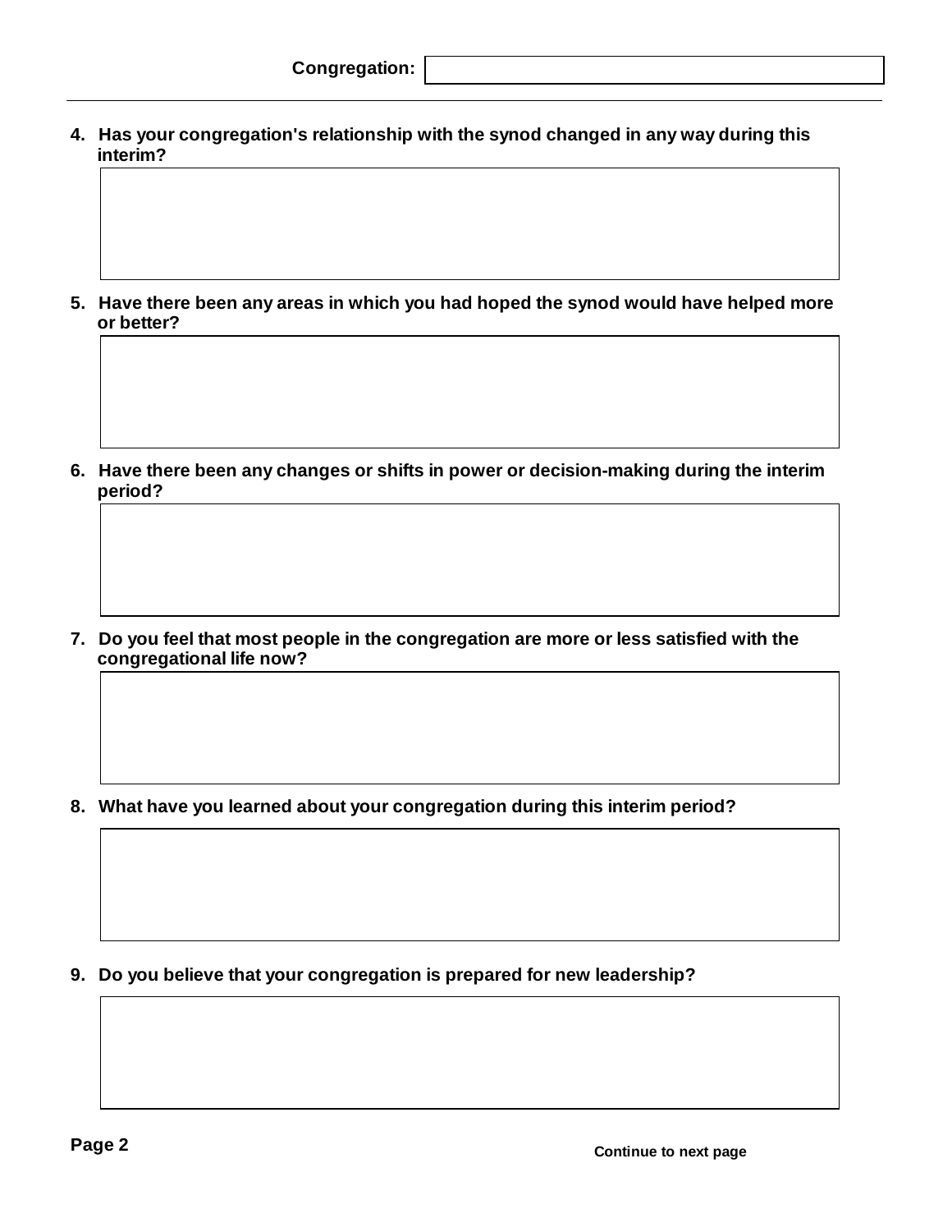**Congregation:**

4. **Has your congregation's relationship with the synod changed in any way during this interim?**

5. **Have there been any areas in which you had hoped the synod would have helped more or better?**

6. **Have there been any changes or shifts in power or decision-making during the interim period?**

7. **Do you feel that most people in the congregation are more or less satisfied with the congregational life now?**

8. **What have you learned about your congregation during this interim period?**

9. **Do you believe that your congregation is prepared for new leadership?**

**Continue to next page**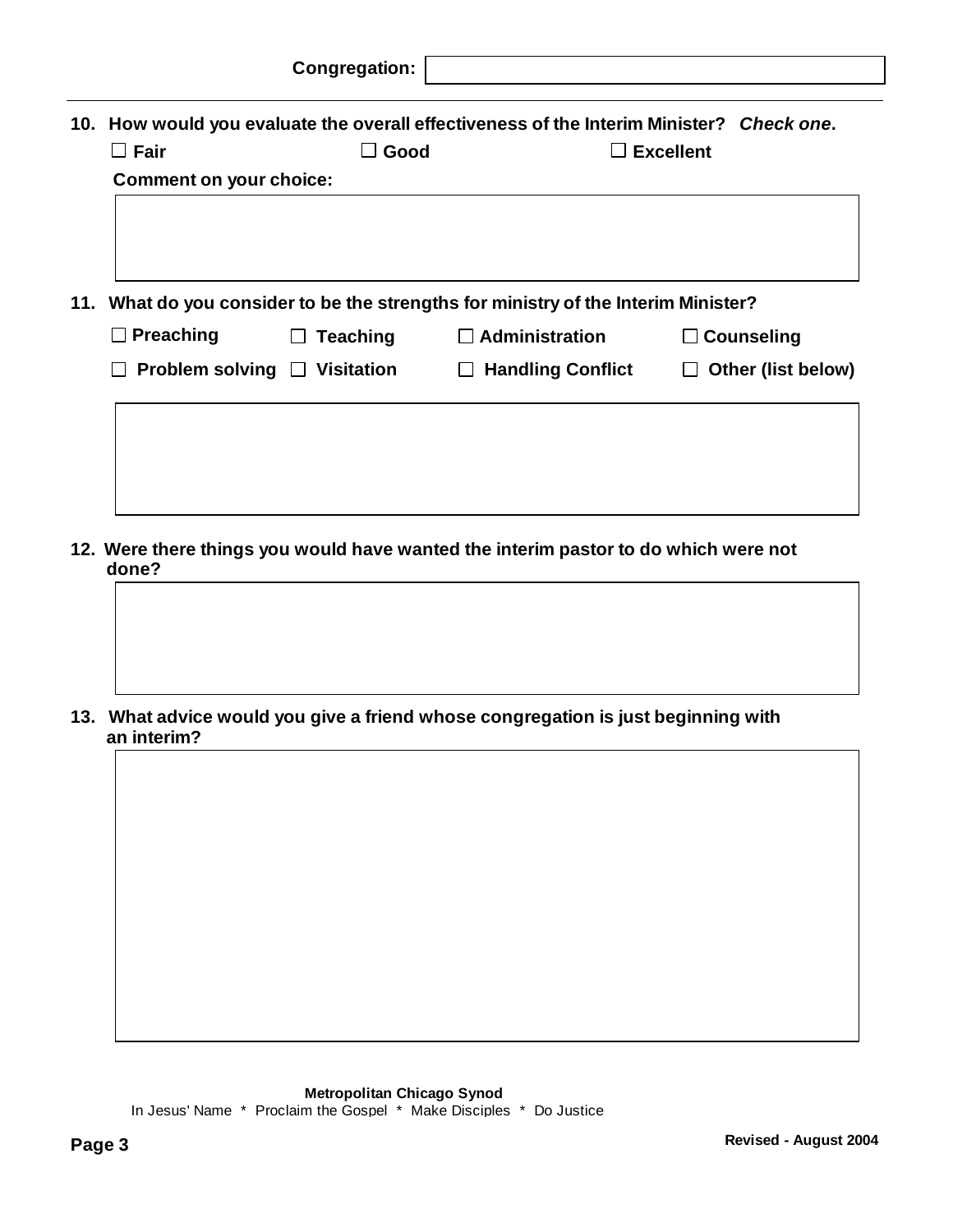**Congregation:**

**10. How would you evaluate the overall effectiveness of the Interim Minister?** ***Check one*****.**

☐ **Fair** ☐ **Good** ☐ **Excellent**

**Comment on your choice:**

**11. What do you consider to be the strengths for ministry of the Interim Minister?**

☐ **Preaching** ☐ **Teaching** ☐ **Administration** ☐ **Counseling**

☐ **Problem solving** ☐ **Visitation** ☐ **Handling Conflict** ☐ **Other (list below)**

**12. Were there things you would have wanted the interim pastor to do which were not done?**

**13. What advice would you give a friend whose congregation is just beginning with an interim?**

**Metropolitan Chicago Synod**

In Jesus' Name * Proclaim the Gospel * Make Disciples * Do Justice

**Revised - August 2004**